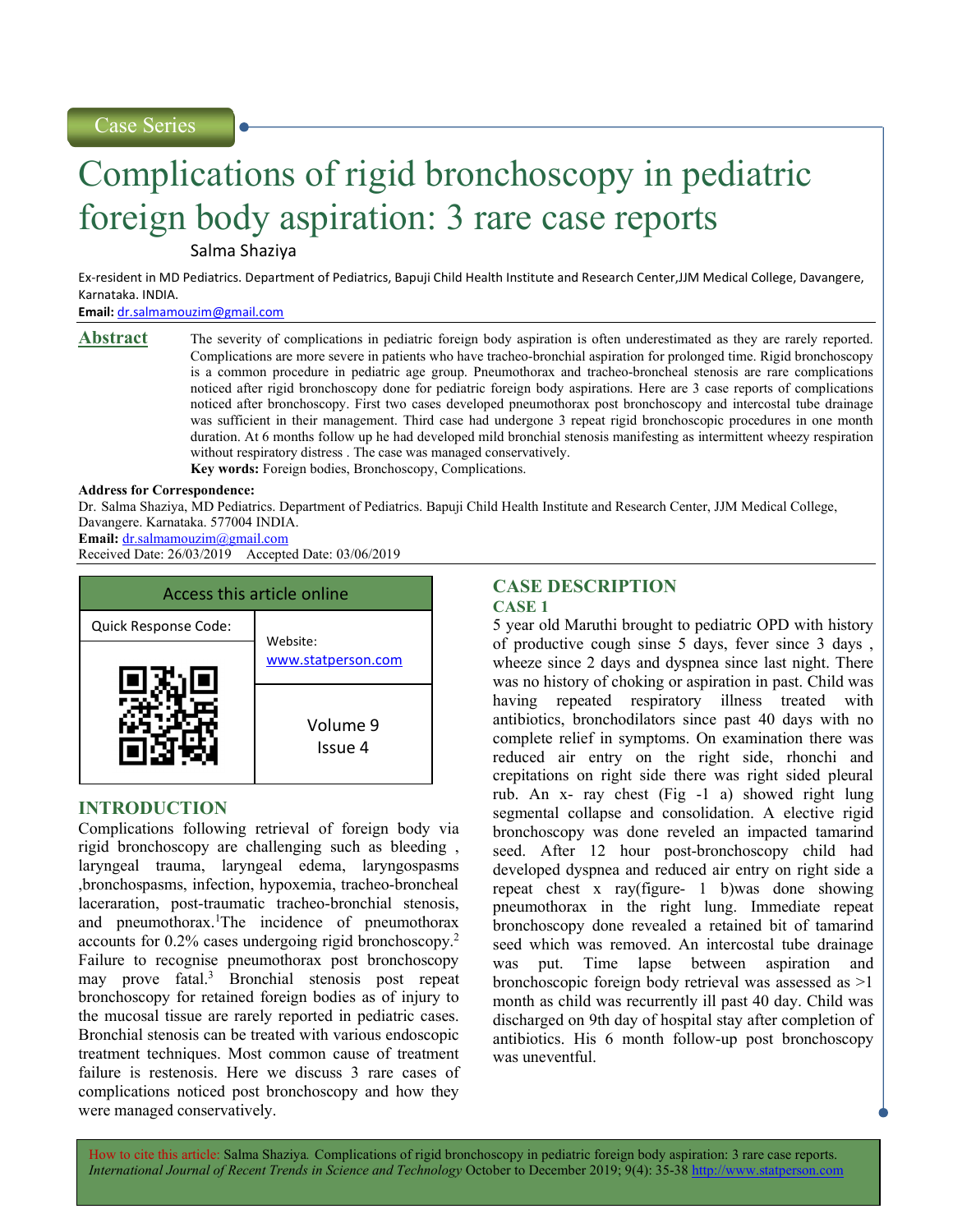Case Series

# Complications of rigid bronchoscopy in pediatric foreign body aspiration: 3 rare case reports

Salma Shaziya

Ex-resident in MD Pediatrics. Department of Pediatrics, Bapuji Child Health Institute and Research Center,JJM Medical College, Davangere, Karnataka. INDIA.

**Email:** dr.salmamouzim@gmail.com

## Abstract

The severity of complications in pediatric foreign body aspiration is often underestimated as they are rarely reported. Complications are more severe in patients who have tracheo-bronchial aspiration for prolonged time. Rigid bronchoscopy is a common procedure in pediatric age group. Pneumothorax and tracheo-broncheal stenosis are rare complications noticed after rigid bronchoscopy done for pediatric foreign body aspirations. Here are 3 case reports of complications noticed after bronchoscopy. First two cases developed pneumothorax post bronchoscopy and intercostal tube drainage was sufficient in their management. Third case had undergone 3 repeat rigid bronchoscopic procedures in one month duration. At 6 months follow up he had developed mild bronchial stenosis manifesting as intermittent wheezy respiration without respiratory distress . The case was managed conservatively.

**Key words:** Foreign bodies, Bronchoscopy, Complications.

**Address for Correspondence:**

Dr. Salma Shaziya, MD Pediatrics. Department of Pediatrics. Bapuji Child Health Institute and Research Center, JJM Medical College, Davangere. Karnataka. 577004 INDIA.

**Email:** dr.salmamouzim@gmail.com

Received Date: 26/03/2019 Accepted Date: 03/06/2019

| Access this article online | |
|---|---|
| Quick Response Code: | Website: www.statperson.com |
| | Volume 9 Issue 4 |

## INTRODUCTION

Complications following retrieval of foreign body via rigid bronchoscopy are challenging such as bleeding , laryngeal trauma, laryngeal edema, laryngospasms ,bronchospasms, infection, hypoxemia, tracheo-broncheal laceraration, post-traumatic tracheo-bronchial stenosis, and pneumothorax.[1]The incidence of pneumothorax accounts for 0.2% cases undergoing rigid bronchoscopy.[2] Failure to recognise pneumothorax post bronchoscopy may prove fatal.[3] Bronchial stenosis post repeat bronchoscopy for retained foreign bodies as of injury to the mucosal tissue are rarely reported in pediatric cases. Bronchial stenosis can be treated with various endoscopic treatment techniques. Most common cause of treatment failure is restenosis. Here we discuss 3 rare cases of complications noticed post bronchoscopy and how they were managed conservatively.

## CASE DESCRIPTION

### CASE 1

5 year old Maruthi brought to pediatric OPD with history of productive cough sinse 5 days, fever since 3 days , wheeze since 2 days and dyspnea since last night. There was no history of choking or aspiration in past. Child was having repeated respiratory illness treated with antibiotics, bronchodilators since past 40 days with no complete relief in symptoms. On examination there was reduced air entry on the right side, rhonchi and crepitations on right side there was right sided pleural rub. An x- ray chest (Fig -1 a) showed right lung segmental collapse and consolidation. A elective rigid bronchoscopy was done reveled an impacted tamarind seed. After 12 hour post-bronchoscopy child had developed dyspnea and reduced air entry on right side a repeat chest x ray(figure- 1 b)was done showing pneumothorax in the right lung. Immediate repeat bronchoscopy done revealed a retained bit of tamarind seed which was removed. An intercostal tube drainage was put. Time lapse between aspiration and bronchoscopic foreign body retrieval was assessed as >1 month as child was recurrently ill past 40 day. Child was discharged on 9th day of hospital stay after completion of antibiotics. His 6 month follow-up post bronchoscopy was uneventful.

How to cite this article: Salma Shaziya. Complications of rigid bronchoscopy in pediatric foreign body aspiration: 3 rare case reports. *International Journal of Recent Trends in Science and Technology* October to December 2019; 9(4): 35-38 http://www.statperson.com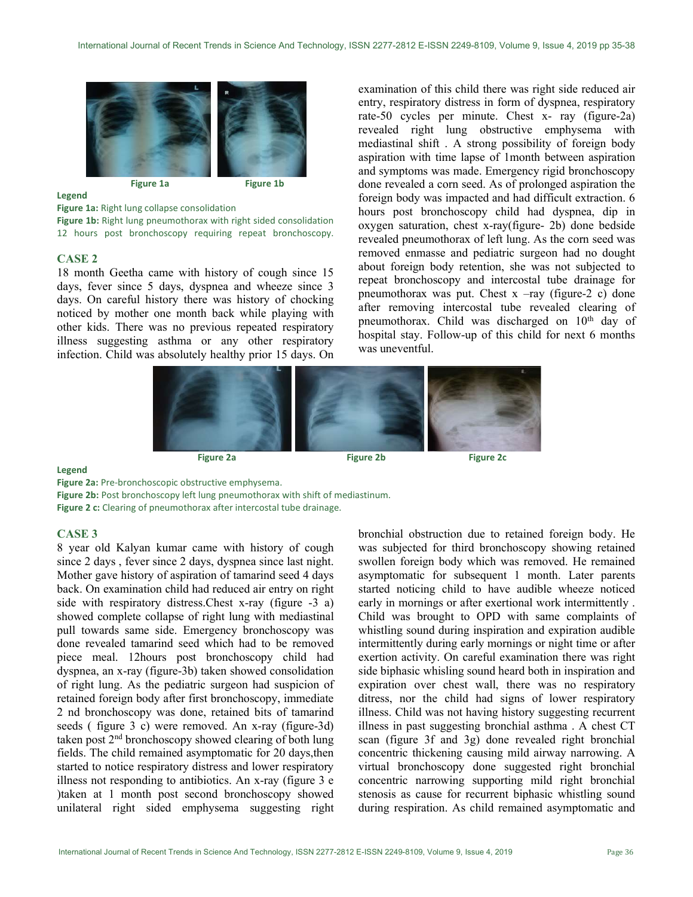Figure 1a Figure 1b

**Legend**

**Figure 1a:** Right lung collapse consolidation

**Figure 1b:** Right lung pneumothorax with right sided consolidation 12 hours post bronchoscopy requiring repeat bronchoscopy.

## CASE 2

18 month Geetha came with history of cough since 15 days, fever since 5 days, dyspnea and wheeze since 3 days. On careful history there was history of chocking noticed by mother one month back while playing with other kids. There was no previous repeated respiratory illness suggesting asthma or any other respiratory infection. Child was absolutely healthy prior 15 days. On examination of this child there was right side reduced air entry, respiratory distress in form of dyspnea, respiratory rate-50 cycles per minute. Chest x- ray (figure-2a) revealed right lung obstructive emphysema with mediastinal shift . A strong possibility of foreign body aspiration with time lapse of 1month between aspiration and symptoms was made. Emergency rigid bronchoscopy done revealed a corn seed. As of prolonged aspiration the foreign body was impacted and had difficult extraction. 6 hours post bronchoscopy child had dyspnea, dip in oxygen saturation, chest x-ray(figure- 2b) done bedside revealed pneumothorax of left lung. As the corn seed was removed enmasse and pediatric surgeon had no dought about foreign body retention, she was not subjected to repeat bronchoscopy and intercostal tube drainage for pneumothorax was put. Chest x –ray (figure-2 c) done after removing intercostal tube revealed clearing of pneumothorax. Child was discharged on 10th day of hospital stay. Follow-up of this child for next 6 months was uneventful.

Figure 2a Figure 2b Figure 2c

**Legend**

**Figure 2a:** Pre-bronchoscopic obstructive emphysema.

**Figure 2b:** Post bronchoscopy left lung pneumothorax with shift of mediastinum.

**Figure 2 c:** Clearing of pneumothorax after intercostal tube drainage.

## CASE 3

8 year old Kalyan kumar came with history of cough since 2 days , fever since 2 days, dyspnea since last night. Mother gave history of aspiration of tamarind seed 4 days back. On examination child had reduced air entry on right side with respiratory distress.Chest x-ray (figure -3 a) showed complete collapse of right lung with mediastinal pull towards same side. Emergency bronchoscopy was done revealed tamarind seed which had to be removed piece meal. 12hours post bronchoscopy child had dyspnea, an x-ray (figure-3b) taken showed consolidation of right lung. As the pediatric surgeon had suspicion of retained foreign body after first bronchoscopy, immediate 2 nd bronchoscopy was done, retained bits of tamarind seeds ( figure 3 c) were removed. An x-ray (figure-3d) taken post 2nd bronchoscopy showed clearing of both lung fields. The child remained asymptomatic for 20 days,then started to notice respiratory distress and lower respiratory illness not responding to antibiotics. An x-ray (figure 3 e )taken at 1 month post second bronchoscopy showed unilateral right sided emphysema suggesting right bronchial obstruction due to retained foreign body. He was subjected for third bronchoscopy showing retained swollen foreign body which was removed. He remained asymptomatic for subsequent 1 month. Later parents started noticing child to have audible wheeze noticed early in mornings or after exertional work intermittently . Child was brought to OPD with same complaints of whistling sound during inspiration and expiration audible intermittently during early mornings or night time or after exertion activity. On careful examination there was right side biphasic whisling sound heard both in inspiration and expiration over chest wall, there was no respiratory ditress, nor the child had signs of lower respiratory illness. Child was not having history suggesting recurrent illness in past suggesting bronchial asthma . A chest CT scan (figure 3f and 3g) done revealed right bronchial concentric thickening causing mild airway narrowing. A virtual bronchoscopy done suggested right bronchial concentric narrowing supporting mild right bronchial stenosis as cause for recurrent biphasic whistling sound during respiration. As child remained asymptomatic and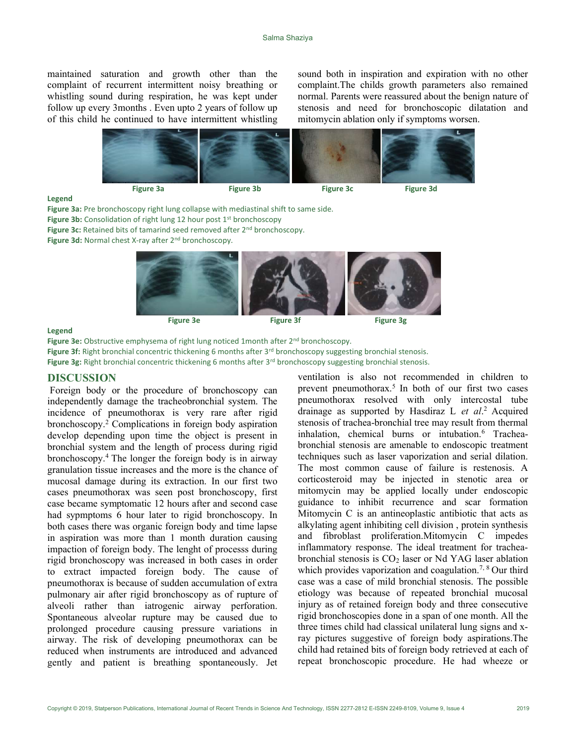maintained saturation and growth other than the complaint of recurrent intermittent noisy breathing or whistling sound during respiration, he was kept under follow up every 3months . Even upto 2 years of follow up of this child he continued to have intermittent whistling sound both in inspiration and expiration with no other complaint.The childs growth parameters also remained normal. Parents were reassured about the benign nature of stenosis and need for bronchoscopic dilatation and mitomycin ablation only if symptoms worsen.

Figure 3a Figure 3b Figure 3c Figure 3d

**Legend**

**Figure 3a:** Pre bronchoscopy right lung collapse with mediastinal shift to same side.
**Figure 3b:** Consolidation of right lung 12 hour post 1st bronchoscopy
**Figure 3c:** Retained bits of tamarind seed removed after 2nd bronchoscopy.
**Figure 3d:** Normal chest X-ray after 2nd bronchoscopy.

Figure 3e Figure 3f Figure 3g

**Legend**

**Figure 3e:** Obstructive emphysema of right lung noticed 1month after 2nd bronchoscopy.
**Figure 3f:** Right bronchial concentric thickening 6 months after 3rd bronchoscopy suggesting bronchial stenosis.
**Figure 3g:** Right bronchial concentric thickening 6 months after 3rd bronchoscopy suggesting bronchial stenosis.

## DISCUSSION

Foreign body or the procedure of bronchoscopy can independently damage the tracheobronchial system. The incidence of pneumothorax is very rare after rigid bronchoscopy.[2] Complications in foreign body aspiration develop depending upon time the object is present in bronchial system and the length of process during rigid bronchoscopy.[4] The longer the foreign body is in airway granulation tissue increases and the more is the chance of mucosal damage during its extraction. In our first two cases pneumothorax was seen post bronchoscopy, first case became symptomatic 12 hours after and second case had sypmptoms 6 hour later to rigid bronchoscopy. In both cases there was organic foreign body and time lapse in aspiration was more than 1 month duration causing impaction of foreign body. The lenght of processs during rigid bronchoscopy was increased in both cases in order to extract impacted foreign body. The cause of pneumothorax is because of sudden accumulation of extra pulmonary air after rigid bronchoscopy as of rupture of alveoli rather than iatrogenic airway perforation. Spontaneous alveolar rupture may be caused due to prolonged procedure causing pressure variations in airway. The risk of developing pneumothorax can be reduced when instruments are introduced and advanced gently and patient is breathing spontaneously. Jet ventilation is also not recommended in children to prevent pneumothorax.[5] In both of our first two cases pneumothorax resolved with only intercostal tube drainage as supported by Hasdiraz L *et al*.[2] Acquired stenosis of trachea-bronchial tree may result from thermal inhalation, chemical burns or intubation.[6] Trachea-bronchial stenosis are amenable to endoscopic treatment techniques such as laser vaporization and serial dilation. The most common cause of failure is restenosis. A corticosteroid may be injected in stenotic area or mitomycin may be applied locally under endoscopic guidance to inhibit recurrence and scar formation Mitomycin C is an antineoplastic antibiotic that acts as alkylating agent inhibiting cell division , protein synthesis and fibroblast proliferation.Mitomycin C impedes inflammatory response. The ideal treatment for trachea-bronchial stenosis is $CO_2$ laser or Nd YAG laser ablation which provides vaporization and coagulation.[7, 8] Our third case was a case of mild bronchial stenosis. The possible etiology was because of repeated bronchial mucosal injury as of retained foreign body and three consecutive rigid bronchoscopies done in a span of one month. All the three times child had classical unilateral lung signs and x-ray pictures suggestive of foreign body aspirations.The child had retained bits of foreign body retrieved at each of repeat bronchoscopic procedure. He had wheeze or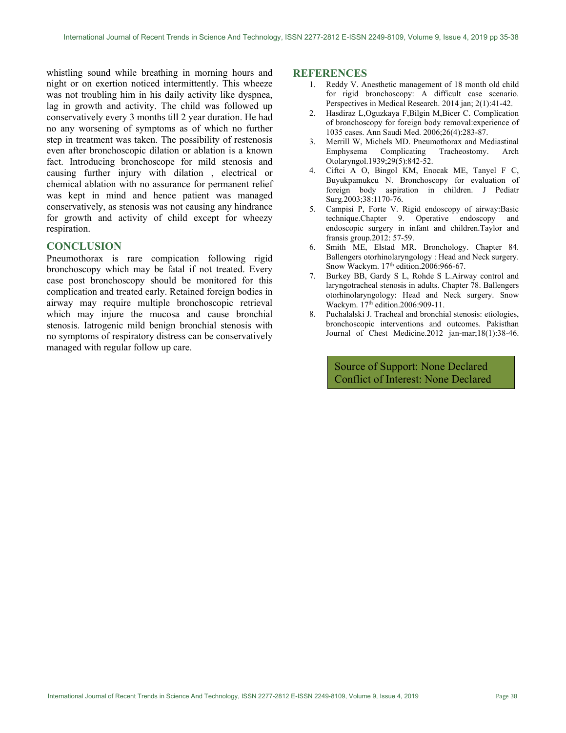whistling sound while breathing in morning hours and night or on exertion noticed intermittently. This wheeze was not troubling him in his daily activity like dyspnea, lag in growth and activity. The child was followed up conservatively every 3 months till 2 year duration. He had no any worsening of symptoms as of which no further step in treatment was taken. The possibility of restenosis even after bronchoscopic dilation or ablation is a known fact. Introducing bronchoscope for mild stenosis and causing further injury with dilation , electrical or chemical ablation with no assurance for permanent relief was kept in mind and hence patient was managed conservatively, as stenosis was not causing any hindrance for growth and activity of child except for wheezy respiration.

## CONCLUSION

Pneumothorax is rare compication following rigid bronchoscopy which may be fatal if not treated. Every case post bronchoscopy should be monitored for this complication and treated early. Retained foreign bodies in airway may require multiple bronchoscopic retrieval which may injure the mucosa and cause bronchial stenosis. Iatrogenic mild benign bronchial stenosis with no symptoms of respiratory distress can be conservatively managed with regular follow up care.

## REFERENCES

1. Reddy V. Anesthetic management of 18 month old child for rigid bronchoscopy: A difficult case scenario. Perspectives in Medical Research. 2014 jan; 2(1):41-42.
2. Hasdiraz L,Oguzkaya F,Bilgin M,Bicer C. Complication of bronchoscopy for foreign body removal:experience of 1035 cases. Ann Saudi Med. 2006;26(4):283-87.
3. Merrill W, Michels MD. Pneumothorax and Mediastinal Emphysema Complicating Tracheostomy. Arch Otolaryngol.1939;29(5):842-52.
4. Ciftci A O, Bingol KM, Enocak ME, Tanyel F C, Buyukpamukcu N. Bronchoscopy for evaluation of foreign body aspiration in children. J Pediatr Surg.2003;38:1170-76.
5. Campisi P, Forte V. Rigid endoscopy of airway:Basic technique.Chapter 9. Operative endoscopy and endoscopic surgery in infant and children.Taylor and fransis group.2012: 57-59.
6. Smith ME, Elstad MR. Bronchology. Chapter 84. Ballengers otorhinolaryngology : Head and Neck surgery. Snow Wackym. 17th edition.2006:966-67.
7. Burkey BB, Gardy S L, Rohde S L.Airway control and laryngotracheal stenosis in adults. Chapter 78. Ballengers otorhinolaryngology: Head and Neck surgery. Snow Wackym. 17th edition.2006:909-11.
8. Puchalalski J. Tracheal and bronchial stenosis: etiologies, bronchoscopic interventions and outcomes. Pakisthan Journal of Chest Medicine.2012 jan-mar;18(1):38-46.

Source of Support: None Declared
Conflict of Interest: None Declared